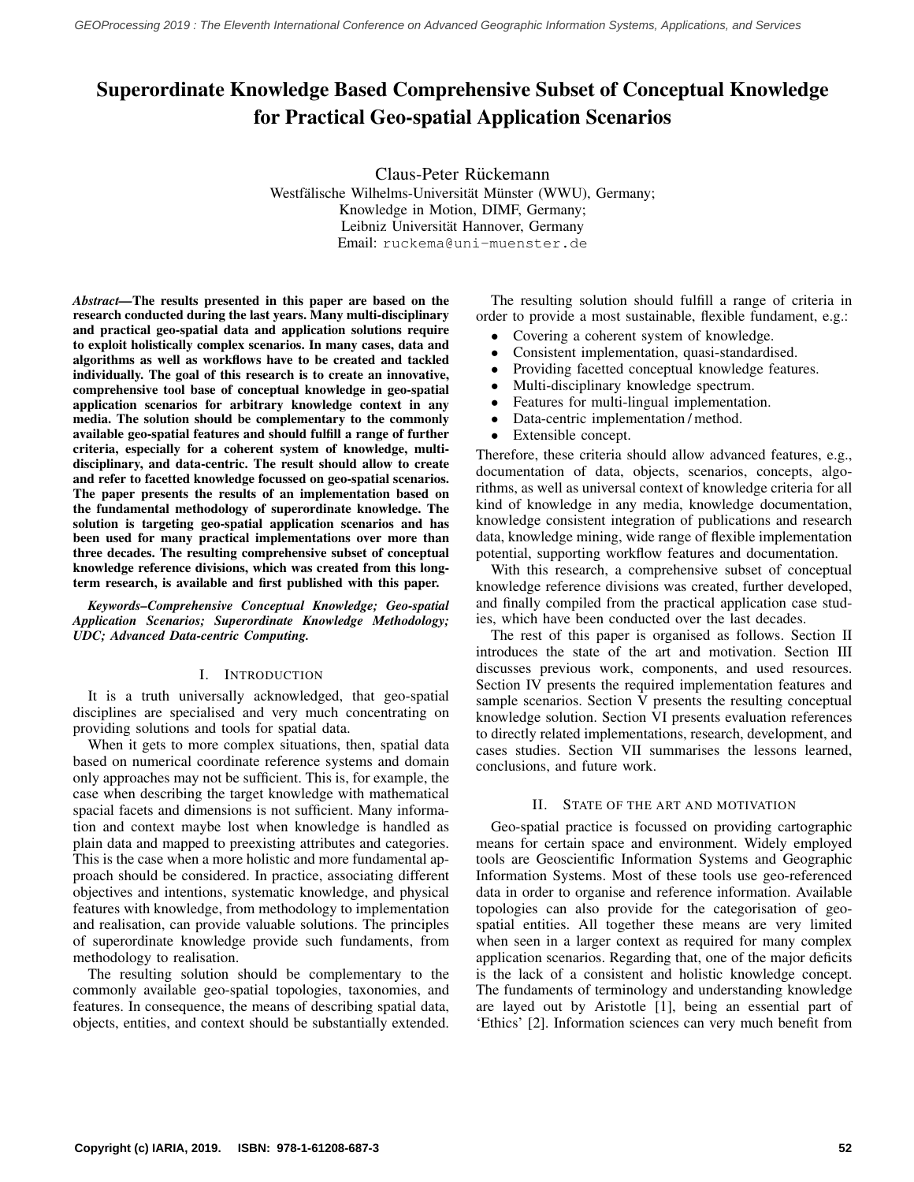# Superordinate Knowledge Based Comprehensive Subset of Conceptual Knowledge for Practical Geo-spatial Application Scenarios

Claus-Peter Rückemann
Westfälische Wilhelms-Universität Münster (WWU), Germany;
Knowledge in Motion, DIMF, Germany;
Leibniz Universität Hannover, Germany
Email: ruckema@uni-muenster.de

***Abstract*—The results presented in this paper are based on the research conducted during the last years. Many multi-disciplinary and practical geo-spatial data and application solutions require to exploit holistically complex scenarios. In many cases, data and algorithms as well as workflows have to be created and tackled individually. The goal of this research is to create an innovative, comprehensive tool base of conceptual knowledge in geo-spatial application scenarios for arbitrary knowledge context in any media. The solution should be complementary to the commonly available geo-spatial features and should fulfill a range of further criteria, especially for a coherent system of knowledge, multi-disciplinary, and data-centric. The result should allow to create and refer to facetted knowledge focussed on geo-spatial scenarios. The paper presents the results of an implementation based on the fundamental methodology of superordinate knowledge. The solution is targeting geo-spatial application scenarios and has been used for many practical implementations over more than three decades. The resulting comprehensive subset of conceptual knowledge reference divisions, which was created from this long-term research, is available and first published with this paper.**

***Keywords*–Comprehensive Conceptual Knowledge; Geo-spatial Application Scenarios; Superordinate Knowledge Methodology; UDC; Advanced Data-centric Computing.**

## I. Introduction

It is a truth universally acknowledged, that geo-spatial disciplines are specialised and very much concentrating on providing solutions and tools for spatial data.

When it gets to more complex situations, then, spatial data based on numerical coordinate reference systems and domain only approaches may not be sufficient. This is, for example, the case when describing the target knowledge with mathematical spacial facets and dimensions is not sufficient. Many information and context maybe lost when knowledge is handled as plain data and mapped to preexisting attributes and categories. This is the case when a more holistic and more fundamental approach should be considered. In practice, associating different objectives and intentions, systematic knowledge, and physical features with knowledge, from methodology to implementation and realisation, can provide valuable solutions. The principles of superordinate knowledge provide such fundaments, from methodology to realisation.

The resulting solution should be complementary to the commonly available geo-spatial topologies, taxonomies, and features. In consequence, the means of describing spatial data, objects, entities, and context should be substantially extended.

The resulting solution should fulfill a range of criteria in order to provide a most sustainable, flexible fundament, e.g.:

- Covering a coherent system of knowledge.
- Consistent implementation, quasi-standardised.
- Providing facetted conceptual knowledge features.
- Multi-disciplinary knowledge spectrum.
- Features for multi-lingual implementation.
- Data-centric implementation / method.
- Extensible concept.

Therefore, these criteria should allow advanced features, e.g., documentation of data, objects, scenarios, concepts, algorithms, as well as universal context of knowledge criteria for all kind of knowledge in any media, knowledge documentation, knowledge consistent integration of publications and research data, knowledge mining, wide range of flexible implementation potential, supporting workflow features and documentation.

With this research, a comprehensive subset of conceptual knowledge reference divisions was created, further developed, and finally compiled from the practical application case studies, which have been conducted over the last decades.

The rest of this paper is organised as follows. Section II introduces the state of the art and motivation. Section III discusses previous work, components, and used resources. Section IV presents the required implementation features and sample scenarios. Section V presents the resulting conceptual knowledge solution. Section VI presents evaluation references to directly related implementations, research, development, and cases studies. Section VII summarises the lessons learned, conclusions, and future work.

## II. State of the art and motivation

Geo-spatial practice is focussed on providing cartographic means for certain space and environment. Widely employed tools are Geoscientific Information Systems and Geographic Information Systems. Most of these tools use geo-referenced data in order to organise and reference information. Available topologies can also provide for the categorisation of geo-spatial entities. All together these means are very limited when seen in a larger context as required for many complex application scenarios. Regarding that, one of the major deficits is the lack of a consistent and holistic knowledge concept. The fundaments of terminology and understanding knowledge are layed out by Aristotle [1], being an essential part of 'Ethics' [2]. Information sciences can very much benefit from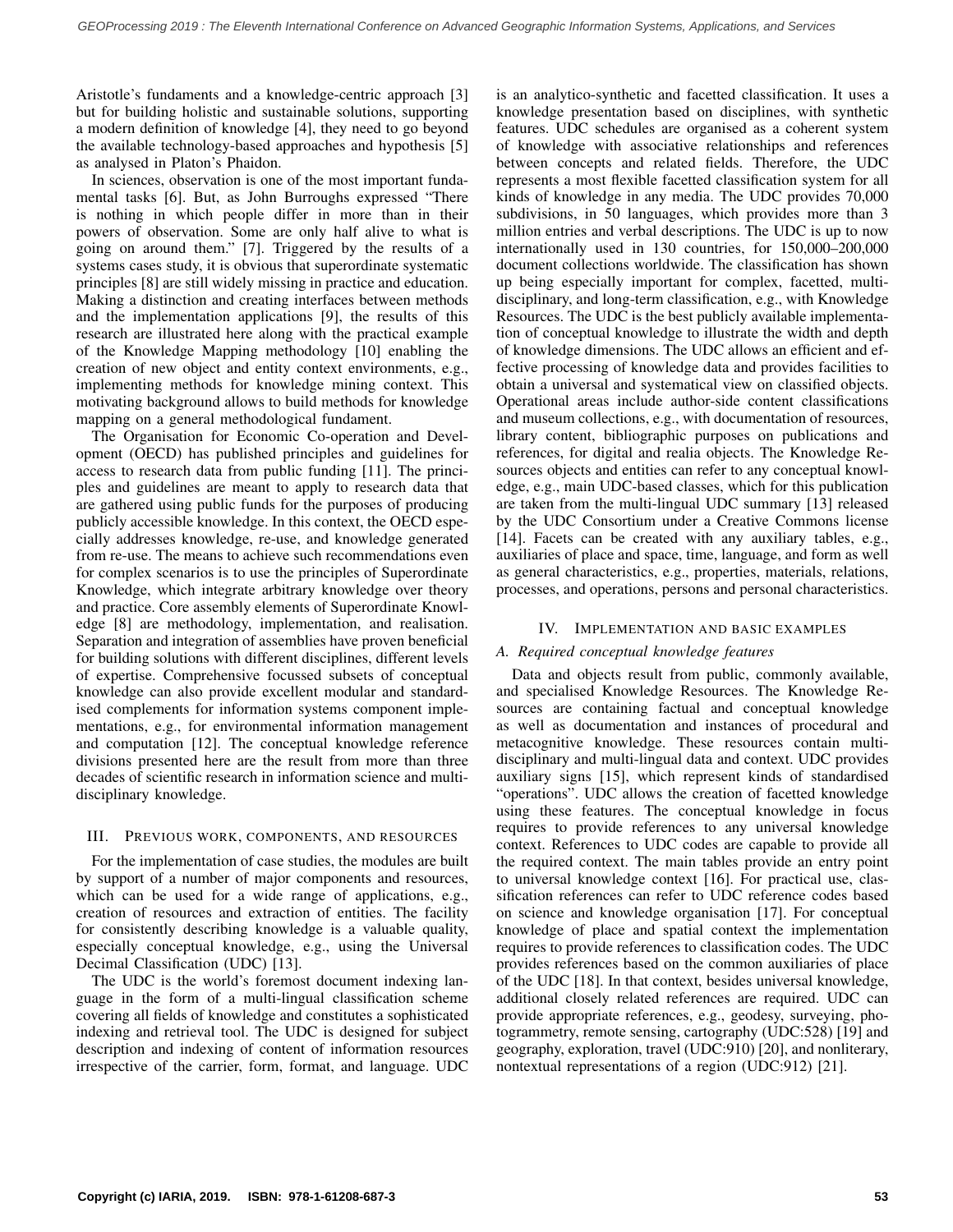Aristotle's fundaments and a knowledge-centric approach [3] but for building holistic and sustainable solutions, supporting a modern definition of knowledge [4], they need to go beyond the available technology-based approaches and hypothesis [5] as analysed in Platon's Phaidon.

In sciences, observation is one of the most important fundamental tasks [6]. But, as John Burroughs expressed "There is nothing in which people differ in more than in their powers of observation. Some are only half alive to what is going on around them." [7]. Triggered by the results of a systems cases study, it is obvious that superordinate systematic principles [8] are still widely missing in practice and education. Making a distinction and creating interfaces between methods and the implementation applications [9], the results of this research are illustrated here along with the practical example of the Knowledge Mapping methodology [10] enabling the creation of new object and entity context environments, e.g., implementing methods for knowledge mining context. This motivating background allows to build methods for knowledge mapping on a general methodological fundament.

The Organisation for Economic Co-operation and Development (OECD) has published principles and guidelines for access to research data from public funding [11]. The principles and guidelines are meant to apply to research data that are gathered using public funds for the purposes of producing publicly accessible knowledge. In this context, the OECD especially addresses knowledge, re-use, and knowledge generated from re-use. The means to achieve such recommendations even for complex scenarios is to use the principles of Superordinate Knowledge, which integrate arbitrary knowledge over theory and practice. Core assembly elements of Superordinate Knowledge [8] are methodology, implementation, and realisation. Separation and integration of assemblies have proven beneficial for building solutions with different disciplines, different levels of expertise. Comprehensive focussed subsets of conceptual knowledge can also provide excellent modular and standardised complements for information systems component implementations, e.g., for environmental information management and computation [12]. The conceptual knowledge reference divisions presented here are the result from more than three decades of scientific research in information science and multi-disciplinary knowledge.

## III. Previous work, components, and resources

For the implementation of case studies, the modules are built by support of a number of major components and resources, which can be used for a wide range of applications, e.g., creation of resources and extraction of entities. The facility for consistently describing knowledge is a valuable quality, especially conceptual knowledge, e.g., using the Universal Decimal Classification (UDC) [13].

The UDC is the world's foremost document indexing language in the form of a multi-lingual classification scheme covering all fields of knowledge and constitutes a sophisticated indexing and retrieval tool. The UDC is designed for subject description and indexing of content of information resources irrespective of the carrier, form, format, and language. UDC is an analytico-synthetic and facetted classification. It uses a knowledge presentation based on disciplines, with synthetic features. UDC schedules are organised as a coherent system of knowledge with associative relationships and references between concepts and related fields. Therefore, the UDC represents a most flexible facetted classification system for all kinds of knowledge in any media. The UDC provides 70,000 subdivisions, in 50 languages, which provides more than 3 million entries and verbal descriptions. The UDC is up to now internationally used in 130 countries, for 150,000–200,000 document collections worldwide. The classification has shown up being especially important for complex, facetted, multi-disciplinary, and long-term classification, e.g., with Knowledge Resources. The UDC is the best publicly available implementation of conceptual knowledge to illustrate the width and depth of knowledge dimensions. The UDC allows an efficient and effective processing of knowledge data and provides facilities to obtain a universal and systematical view on classified objects. Operational areas include author-side content classifications and museum collections, e.g., with documentation of resources, library content, bibliographic purposes on publications and references, for digital and realia objects. The Knowledge Resources objects and entities can refer to any conceptual knowledge, e.g., main UDC-based classes, which for this publication are taken from the multi-lingual UDC summary [13] released by the UDC Consortium under a Creative Commons license [14]. Facets can be created with any auxiliary tables, e.g., auxiliaries of place and space, time, language, and form as well as general characteristics, e.g., properties, materials, relations, processes, and operations, persons and personal characteristics.

## IV. Implementation and basic examples

### A. Required conceptual knowledge features

Data and objects result from public, commonly available, and specialised Knowledge Resources. The Knowledge Resources are containing factual and conceptual knowledge as well as documentation and instances of procedural and metacognitive knowledge. These resources contain multi-disciplinary and multi-lingual data and context. UDC provides auxiliary signs [15], which represent kinds of standardised "operations". UDC allows the creation of facetted knowledge using these features. The conceptual knowledge in focus requires to provide references to any universal knowledge context. References to UDC codes are capable to provide all the required context. The main tables provide an entry point to universal knowledge context [16]. For practical use, classification references can refer to UDC reference codes based on science and knowledge organisation [17]. For conceptual knowledge of place and spatial context the implementation requires to provide references to classification codes. The UDC provides references based on the common auxiliaries of place of the UDC [18]. In that context, besides universal knowledge, additional closely related references are required. UDC can provide appropriate references, e.g., geodesy, surveying, photogrammetry, remote sensing, cartography (UDC:528) [19] and geography, exploration, travel (UDC:910) [20], and nonliterary, nontextual representations of a region (UDC:912) [21].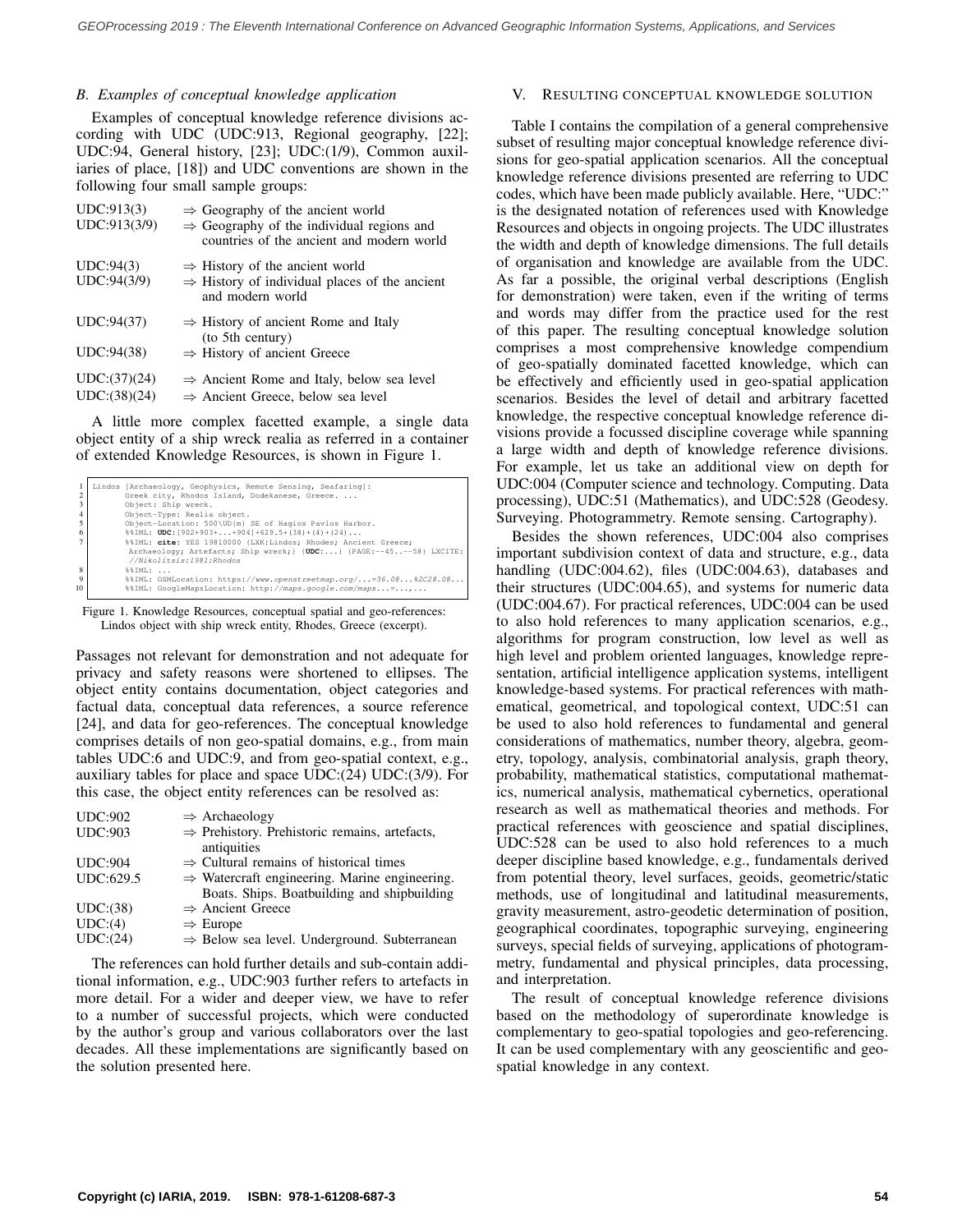### B. Examples of conceptual knowledge application

Examples of conceptual knowledge reference divisions according with UDC (UDC:913, Regional geography, [22]; UDC:94, General history, [23]; UDC:(1/9), Common auxiliaries of place, [18]) and UDC conventions are shown in the following four small sample groups:

| | |
|---|---|
| UDC:913(3) | ⇒ Geography of the ancient world |
| UDC:913(3/9) | ⇒ Geography of the individual regions and countries of the ancient and modern world |
| UDC:94(3) | ⇒ History of the ancient world |
| UDC:94(3/9) | ⇒ History of individual places of the ancient and modern world |
| UDC:94(37) | ⇒ History of ancient Rome and Italy (to 5th century) |
| UDC:94(38) | ⇒ History of ancient Greece |
| UDC:(37)(24) | ⇒ Ancient Rome and Italy, below sea level |
| UDC:(38)(24) | ⇒ Ancient Greece, below sea level |

A little more complex facetted example, a single data object entity of a ship wreck realia as referred in a container of extended Knowledge Resources, is shown in Figure 1.

```
1  Lindos [Archaeology, Geophysics, Remote Sensing, Seafaring]:
2         Greek city, Rhodos Island, Dodekanese, Greece. ...
3         Object: Ship wreck.
4         Object-Type: Realia object.
5         Object-Location: 500\UD{m} SE of Hagios Pavlos Harbor.
6         %%IML: UDC:[902+903+...+904]+629.5+(38)+(4)+(24)...
7         %%IML: cite: YES 19810000 {LXK:Lindos; Rhodes; Ancient Greece;
           Archaeology; Artefacts; Ship wreck;} {UDC:...} {PAGE:--45..--58} LXCITE:
           //Nikolitsis:1981:Rhodos
8         %%IML: ...
9         %%IML: OSMLocation: https://www.openstreetmap.org/...=36.08...%2C28.08...
10        %%IML: GoogleMapsLocation: http://maps.google.com/maps...=...,...
```

Figure 1. Knowledge Resources, conceptual spatial and geo-references: Lindos object with ship wreck entity, Rhodes, Greece (excerpt).

Passages not relevant for demonstration and not adequate for privacy and safety reasons were shortened to ellipses. The object entity contains documentation, object categories and factual data, conceptual data references, a source reference [24], and data for geo-references. The conceptual knowledge comprises details of non geo-spatial domains, e.g., from main tables UDC:6 and UDC:9, and from geo-spatial context, e.g., auxiliary tables for place and space UDC:(24) UDC:(3/9). For this case, the object entity references can be resolved as:

| | |
|---|---|
| UDC:902 | ⇒ Archaeology |
| UDC:903 | ⇒ Prehistory. Prehistoric remains, artefacts, antiquities |
| UDC:904 | ⇒ Cultural remains of historical times |
| UDC:629.5 | ⇒ Watercraft engineering. Marine engineering. Boats. Ships. Boatbuilding and shipbuilding |
| UDC:(38) | ⇒ Ancient Greece |
| UDC:(4) | ⇒ Europe |
| UDC:(24) | ⇒ Below sea level. Underground. Subterranean |

The references can hold further details and sub-contain additional information, e.g., UDC:903 further refers to artefacts in more detail. For a wider and deeper view, we have to refer to a number of successful projects, which were conducted by the author's group and various collaborators over the last decades. All these implementations are significantly based on the solution presented here.

## V. Resulting conceptual knowledge solution

Table I contains the compilation of a general comprehensive subset of resulting major conceptual knowledge reference divisions for geo-spatial application scenarios. All the conceptual knowledge reference divisions presented are referring to UDC codes, which have been made publicly available. Here, "UDC:" is the designated notation of references used with Knowledge Resources and objects in ongoing projects. The UDC illustrates the width and depth of knowledge dimensions. The full details of organisation and knowledge are available from the UDC. As far a possible, the original verbal descriptions (English for demonstration) were taken, even if the writing of terms and words may differ from the practice used for the rest of this paper. The resulting conceptual knowledge solution comprises a most comprehensive knowledge compendium of geo-spatially dominated facetted knowledge, which can be effectively and efficiently used in geo-spatial application scenarios. Besides the level of detail and arbitrary facetted knowledge, the respective conceptual knowledge reference divisions provide a focussed discipline coverage while spanning a large width and depth of knowledge reference divisions. For example, let us take an additional view on depth for UDC:004 (Computer science and technology. Computing. Data processing), UDC:51 (Mathematics), and UDC:528 (Geodesy. Surveying. Photogrammetry. Remote sensing. Cartography).

Besides the shown references, UDC:004 also comprises important subdivision context of data and structure, e.g., data handling (UDC:004.62), files (UDC:004.63), databases and their structures (UDC:004.65), and systems for numeric data (UDC:004.67). For practical references, UDC:004 can be used to also hold references to many application scenarios, e.g., algorithms for program construction, low level as well as high level and problem oriented languages, knowledge representation, artificial intelligence application systems, intelligent knowledge-based systems. For practical references with mathematical, geometrical, and topological context, UDC:51 can be used to also hold references to fundamental and general considerations of mathematics, number theory, algebra, geometry, topology, analysis, combinatorial analysis, graph theory, probability, mathematical statistics, computational mathematics, numerical analysis, mathematical cybernetics, operational research as well as mathematical theories and methods. For practical references with geoscience and spatial disciplines, UDC:528 can be used to also hold references to a much deeper discipline based knowledge, e.g., fundamentals derived from potential theory, level surfaces, geoids, geometric/static methods, use of longitudinal and latitudinal measurements, gravity measurement, astro-geodetic determination of position, geographical coordinates, topographic surveying, engineering surveys, special fields of surveying, applications of photogrammetry, fundamental and physical principles, data processing, and interpretation.

The result of conceptual knowledge reference divisions based on the methodology of superordinate knowledge is complementary to geo-spatial topologies and geo-referencing. It can be used complementary with any geoscientific and geo-spatial knowledge in any context.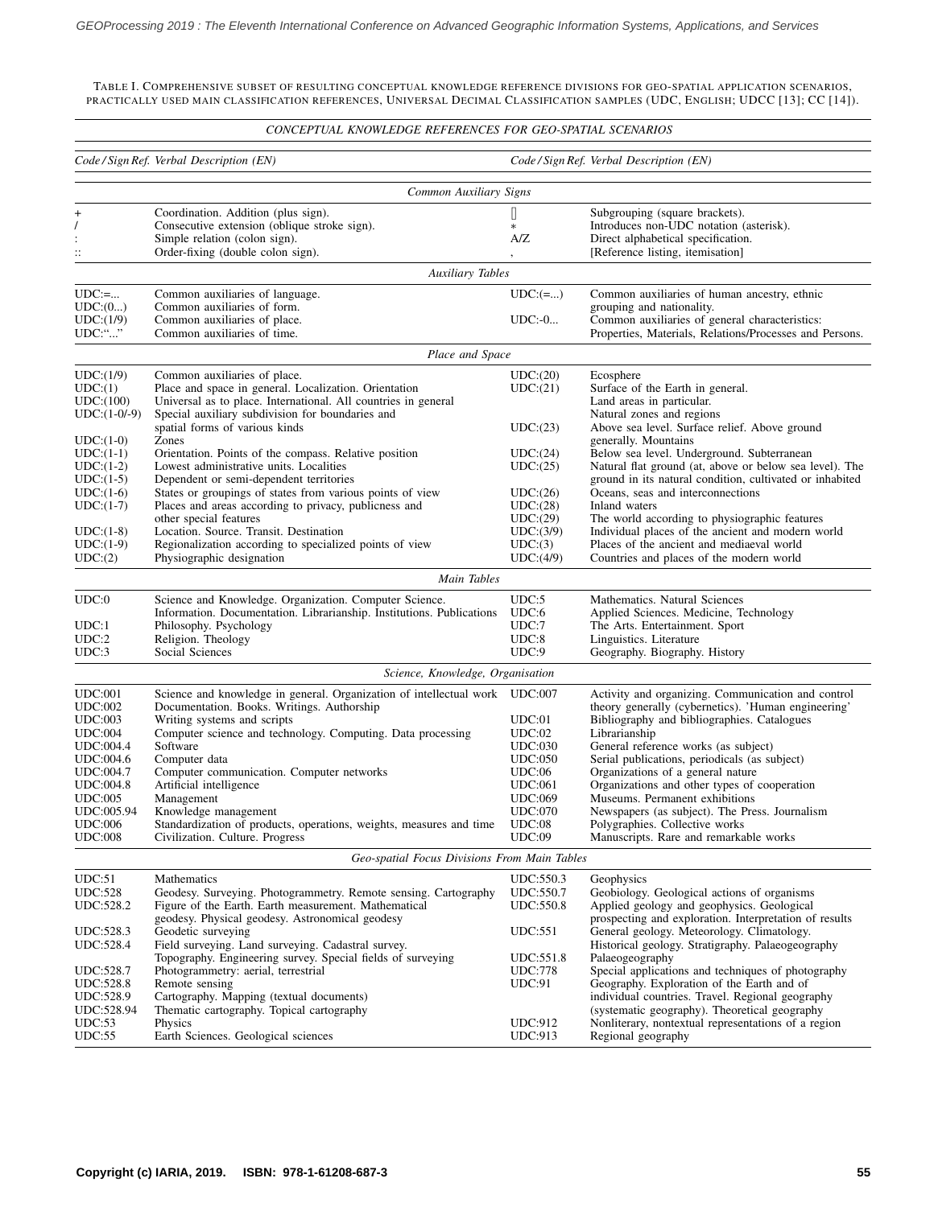TABLE I. COMPREHENSIVE SUBSET OF RESULTING CONCEPTUAL KNOWLEDGE REFERENCE DIVISIONS FOR GEO-SPATIAL APPLICATION SCENARIOS, PRACTICALLY USED MAIN CLASSIFICATION REFERENCES, UNIVERSAL DECIMAL CLASSIFICATION SAMPLES (UDC, ENGLISH; UDCC [13]; CC [14]).

| *CONCEPTUAL KNOWLEDGE REFERENCES FOR GEO-SPATIAL SCENARIOS* | | | |
|---|---|---|---|
| *Code / Sign Ref.* | *Verbal Description (EN)* | *Code / Sign Ref.* | *Verbal Description (EN)* |
| | *Common Auxiliary Signs* | | |
| + | Coordination. Addition (plus sign). | [] | Subgrouping (square brackets). |
| / | Consecutive extension (oblique stroke sign). | * | Introduces non-UDC notation (asterisk). |
| : | Simple relation (colon sign). | A/Z | Direct alphabetical specification. |
| :: | Order-fixing (double colon sign). | , | [Reference listing, itemisation] |
| | *Auxiliary Tables* | | |
| UDC:=... | Common auxiliaries of language. | UDC:(=...) | Common auxiliaries of human ancestry, ethnic grouping and nationality. |
| UDC:(0...) | Common auxiliaries of form. | | |
| UDC:(1/9) | Common auxiliaries of place. | UDC:-0... | Common auxiliaries of general characteristics: Properties, Materials, Relations/Processes and Persons. |
| UDC:"..." | Common auxiliaries of time. | | |
| | *Place and Space* | | |
| UDC:(1/9) | Common auxiliaries of place. | UDC:(20) | Ecosphere |
| UDC:(1) | Place and space in general. Localization. Orientation | UDC:(21) | Surface of the Earth in general. Land areas in particular. Natural zones and regions |
| UDC:(100) | Universal as to place. International. All countries in general | | |
| UDC:(1-0/-9) | Special auxiliary subdivision for boundaries and spatial forms of various kinds | UDC:(23) | Above sea level. Surface relief. Above ground generally. Mountains |
| UDC:(1-0) | Zones | | |
| UDC:(1-1) | Orientation. Points of the compass. Relative position | UDC:(24) | Below sea level. Underground. Subterranean |
| UDC:(1-2) | Lowest administrative units. Localities | UDC:(25) | Natural flat ground (at, above or below sea level). The ground in its natural condition, cultivated or inhabited |
| UDC:(1-5) | Dependent or semi-dependent territories | | |
| UDC:(1-6) | States or groupings of states from various points of view | UDC:(26) | Oceans, seas and interconnections |
| UDC:(1-7) | Places and areas according to privacy, publicness and other special features | UDC:(28) | Inland waters |
| | | UDC:(29) | The world according to physiographic features |
| UDC:(1-8) | Location. Source. Transit. Destination | UDC:(3/9) | Individual places of the ancient and modern world |
| UDC:(1-9) | Regionalization according to specialized points of view | UDC:(3) | Places of the ancient and mediaeval world |
| UDC:(2) | Physiographic designation | UDC:(4/9) | Countries and places of the modern world |
| | *Main Tables* | | |
| UDC:0 | Science and Knowledge. Organization. Computer Science. Information. Documentation. Librarianship. Institutions. Publications | UDC:5 | Mathematics. Natural Sciences |
| | | UDC:6 | Applied Sciences. Medicine, Technology |
| UDC:1 | Philosophy. Psychology | UDC:7 | The Arts. Entertainment. Sport |
| UDC:2 | Religion. Theology | UDC:8 | Linguistics. Literature |
| UDC:3 | Social Sciences | UDC:9 | Geography. Biography. History |
| | *Science, Knowledge, Organisation* | | |
| UDC:001 | Science and knowledge in general. Organization of intellectual work | UDC:007 | Activity and organizing. Communication and control theory generally (cybernetics). 'Human engineering' |
| UDC:002 | Documentation. Books. Writings. Authorship | | |
| UDC:003 | Writing systems and scripts | UDC:01 | Bibliography and bibliographies. Catalogues |
| UDC:004 | Computer science and technology. Computing. Data processing | UDC:02 | Librarianship |
| UDC:004.4 | Software | UDC:030 | General reference works (as subject) |
| UDC:004.6 | Computer data | UDC:050 | Serial publications, periodicals (as subject) |
| UDC:004.7 | Computer communication. Computer networks | UDC:06 | Organizations of a general nature |
| UDC:004.8 | Artificial intelligence | UDC:061 | Organizations and other types of cooperation |
| UDC:005 | Management | UDC:069 | Museums. Permanent exhibitions |
| UDC:005.94 | Knowledge management | UDC:070 | Newspapers (as subject). The Press. Journalism |
| UDC:006 | Standardization of products, operations, weights, measures and time | UDC:08 | Polygraphies. Collective works |
| UDC:008 | Civilization. Culture. Progress | UDC:09 | Manuscripts. Rare and remarkable works |
| | *Geo-spatial Focus Divisions From Main Tables* | | |
| UDC:51 | Mathematics | UDC:550.3 | Geophysics |
| UDC:528 | Geodesy. Surveying. Photogrammetry. Remote sensing. Cartography | UDC:550.7 | Geobiology. Geological actions of organisms |
| UDC:528.2 | Figure of the Earth. Earth measurement. Mathematical geodesy. Physical geodesy. Astronomical geodesy | UDC:550.8 | Applied geology and geophysics. Geological prospecting and exploration. Interpretation of results |
| UDC:528.3 | Geodetic surveying | UDC:551 | General geology. Meteorology. Climatology. Historical geology. Stratigraphy. Palaeogeography |
| UDC:528.4 | Field surveying. Land surveying. Cadastral survey. Topography. Engineering survey. Special fields of surveying | UDC:551.8 | Palaeogeography |
| UDC:528.7 | Photogrammetry: aerial, terrestrial | UDC:778 | Special applications and techniques of photography |
| UDC:528.8 | Remote sensing | UDC:91 | Geography. Exploration of the Earth and of individual countries. Travel. Regional geography (systematic geography). Theoretical geography |
| UDC:528.9 | Cartography. Mapping (textual documents) | | |
| UDC:528.94 | Thematic cartography. Topical cartography | | |
| UDC:53 | Physics | UDC:912 | Nonliterary, nontextual representations of a region |
| UDC:55 | Earth Sciences. Geological sciences | UDC:913 | Regional geography |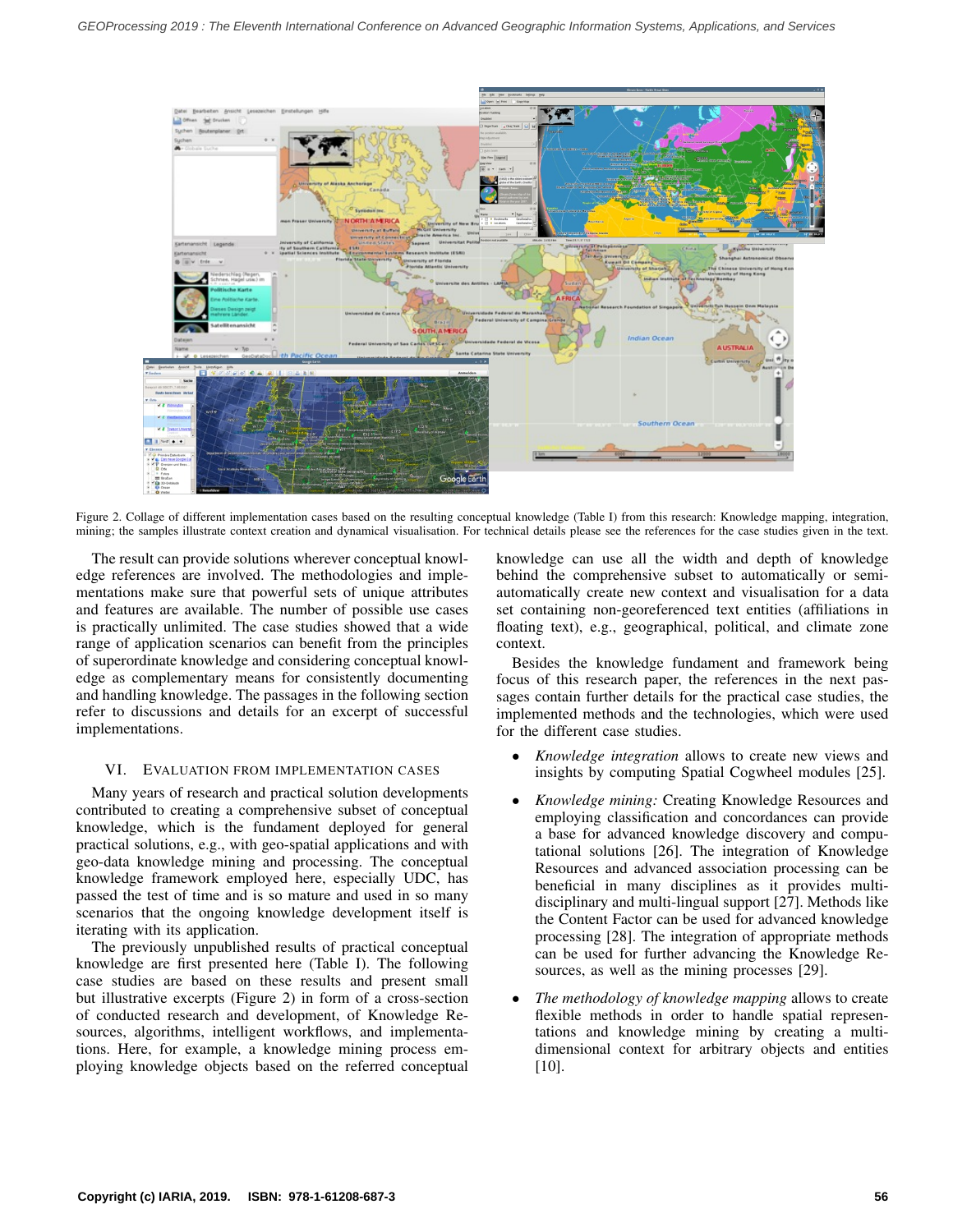Figure 2. Collage of different implementation cases based on the resulting conceptual knowledge (Table I) from this research: Knowledge mapping, integration, mining; the samples illustrate context creation and dynamical visualisation. For technical details please see the references for the case studies given in the text.

The result can provide solutions wherever conceptual knowledge references are involved. The methodologies and implementations make sure that powerful sets of unique attributes and features are available. The number of possible use cases is practically unlimited. The case studies showed that a wide range of application scenarios can benefit from the principles of superordinate knowledge and considering conceptual knowledge as complementary means for consistently documenting and handling knowledge. The passages in the following section refer to discussions and details for an excerpt of successful implementations.

## VI. Evaluation from Implementation Cases

Many years of research and practical solution developments contributed to creating a comprehensive subset of conceptual knowledge, which is the fundament deployed for general practical solutions, e.g., with geo-spatial applications and with geo-data knowledge mining and processing. The conceptual knowledge framework employed here, especially UDC, has passed the test of time and is so mature and used in so many scenarios that the ongoing knowledge development itself is iterating with its application.

The previously unpublished results of practical conceptual knowledge are first presented here (Table I). The following case studies are based on these results and present small but illustrative excerpts (Figure 2) in form of a cross-section of conducted research and development, of Knowledge Resources, algorithms, intelligent workflows, and implementations. Here, for example, a knowledge mining process employing knowledge objects based on the referred conceptual knowledge can use all the width and depth of knowledge behind the comprehensive subset to automatically or semi-automatically create new context and visualisation for a data set containing non-georeferenced text entities (affiliations in floating text), e.g., geographical, political, and climate zone context.

Besides the knowledge fundament and framework being focus of this research paper, the references in the next passages contain further details for the practical case studies, the implemented methods and the technologies, which were used for the different case studies.

- *Knowledge integration* allows to create new views and insights by computing Spatial Cogwheel modules [25].
- *Knowledge mining:* Creating Knowledge Resources and employing classification and concordances can provide a base for advanced knowledge discovery and computational solutions [26]. The integration of Knowledge Resources and advanced association processing can be beneficial in many disciplines as it provides multi-disciplinary and multi-lingual support [27]. Methods like the Content Factor can be used for advanced knowledge processing [28]. The integration of appropriate methods can be used for further advancing the Knowledge Resources, as well as the mining processes [29].
- *The methodology of knowledge mapping* allows to create flexible methods in order to handle spatial representations and knowledge mining by creating a multi-dimensional context for arbitrary objects and entities [10].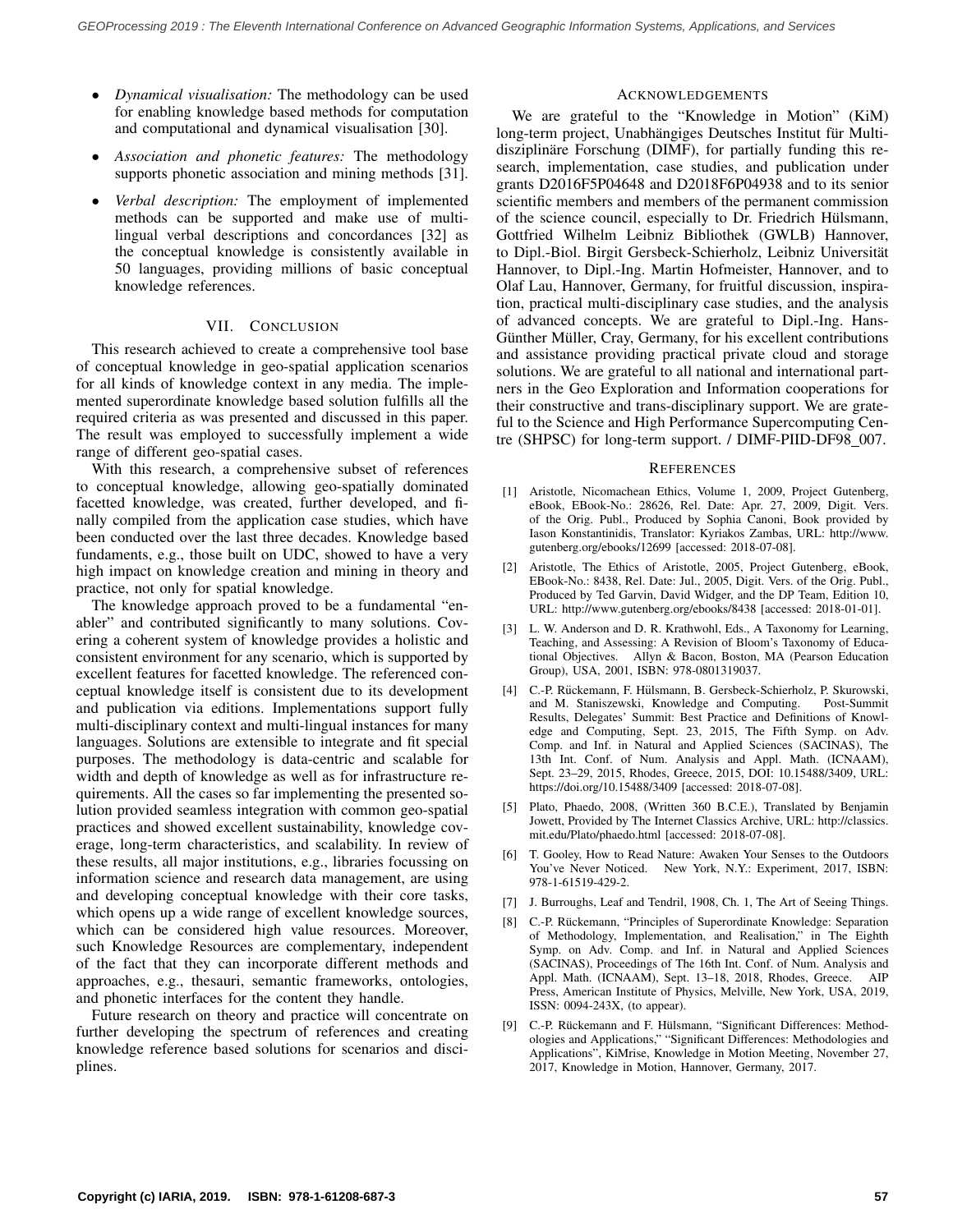- *Dynamical visualisation:* The methodology can be used for enabling knowledge based methods for computation and computational and dynamical visualisation [30].
- *Association and phonetic features:* The methodology supports phonetic association and mining methods [31].
- *Verbal description:* The employment of implemented methods can be supported and make use of multilingual verbal descriptions and concordances [32] as the conceptual knowledge is consistently available in 50 languages, providing millions of basic conceptual knowledge references.

## VII. CONCLUSION

This research achieved to create a comprehensive tool base of conceptual knowledge in geo-spatial application scenarios for all kinds of knowledge context in any media. The implemented superordinate knowledge based solution fulfills all the required criteria as was presented and discussed in this paper. The result was employed to successfully implement a wide range of different geo-spatial cases.

With this research, a comprehensive subset of references to conceptual knowledge, allowing geo-spatially dominated facetted knowledge, was created, further developed, and finally compiled from the application case studies, which have been conducted over the last three decades. Knowledge based fundaments, e.g., those built on UDC, showed to have a very high impact on knowledge creation and mining in theory and practice, not only for spatial knowledge.

The knowledge approach proved to be a fundamental "enabler" and contributed significantly to many solutions. Covering a coherent system of knowledge provides a holistic and consistent environment for any scenario, which is supported by excellent features for facetted knowledge. The referenced conceptual knowledge itself is consistent due to its development and publication via editions. Implementations support fully multi-disciplinary context and multi-lingual instances for many languages. Solutions are extensible to integrate and fit special purposes. The methodology is data-centric and scalable for width and depth of knowledge as well as for infrastructure requirements. All the cases so far implementing the presented solution provided seamless integration with common geo-spatial practices and showed excellent sustainability, knowledge coverage, long-term characteristics, and scalability. In review of these results, all major institutions, e.g., libraries focussing on information science and research data management, are using and developing conceptual knowledge with their core tasks, which opens up a wide range of excellent knowledge sources, which can be considered high value resources. Moreover, such Knowledge Resources are complementary, independent of the fact that they can incorporate different methods and approaches, e.g., thesauri, semantic frameworks, ontologies, and phonetic interfaces for the content they handle.

Future research on theory and practice will concentrate on further developing the spectrum of references and creating knowledge reference based solutions for scenarios and disciplines.

## ACKNOWLEDGEMENTS

We are grateful to the "Knowledge in Motion" (KiM) long-term project, Unabhängiges Deutsches Institut für Multidisziplinäre Forschung (DIMF), for partially funding this research, implementation, case studies, and publication under grants D2016F5P04648 and D2018F6P04938 and to its senior scientific members and members of the permanent commission of the science council, especially to Dr. Friedrich Hülsmann, Gottfried Wilhelm Leibniz Bibliothek (GWLB) Hannover, to Dipl.-Biol. Birgit Gersbeck-Schierholz, Leibniz Universität Hannover, to Dipl.-Ing. Martin Hofmeister, Hannover, and to Olaf Lau, Hannover, Germany, for fruitful discussion, inspiration, practical multi-disciplinary case studies, and the analysis of advanced concepts. We are grateful to Dipl.-Ing. Hans-Günther Müller, Cray, Germany, for his excellent contributions and assistance providing practical private cloud and storage solutions. We are grateful to all national and international partners in the Geo Exploration and Information cooperations for their constructive and trans-disciplinary support. We are grateful to the Science and High Performance Supercomputing Centre (SHPSC) for long-term support. / DIMF-PIID-DF98_007.

## REFERENCES

[1] Aristotle, Nicomachean Ethics, Volume 1, 2009, Project Gutenberg, eBook, EBook-No.: 28626, Rel. Date: Apr. 27, 2009, Digit. Vers. of the Orig. Publ., Produced by Sophia Canoni, Book provided by Iason Konstantinidis, Translator: Kyriakos Zambas, URL: http://www.gutenberg.org/ebooks/12699 [accessed: 2018-07-08].

[2] Aristotle, The Ethics of Aristotle, 2005, Project Gutenberg, eBook, EBook-No.: 8438, Rel. Date: Jul., 2005, Digit. Vers. of the Orig. Publ., Produced by Ted Garvin, David Widger, and the DP Team, Edition 10, URL: http://www.gutenberg.org/ebooks/8438 [accessed: 2018-01-01].

[3] L. W. Anderson and D. R. Krathwohl, Eds., A Taxonomy for Learning, Teaching, and Assessing: A Revision of Bloom's Taxonomy of Educational Objectives. Allyn & Bacon, Boston, MA (Pearson Education Group), USA, 2001, ISBN: 978-0801319037.

[4] C.-P. Rückemann, F. Hülsmann, B. Gersbeck-Schierholz, P. Skurowski, and M. Staniszewski, Knowledge and Computing. Post-Summit Results, Delegates' Summit: Best Practice and Definitions of Knowledge and Computing, Sept. 23, 2015, The Fifth Symp. on Adv. Comp. and Inf. in Natural and Applied Sciences (SACINAS), The 13th Int. Conf. of Num. Analysis and Appl. Math. (ICNAAM), Sept. 23–29, 2015, Rhodes, Greece, 2015, DOI: 10.15488/3409, URL: https://doi.org/10.15488/3409 [accessed: 2018-07-08].

[5] Plato, Phaedo, 2008, (Written 360 B.C.E.), Translated by Benjamin Jowett, Provided by The Internet Classics Archive, URL: http://classics.mit.edu/Plato/phaedo.html [accessed: 2018-07-08].

[6] T. Gooley, How to Read Nature: Awaken Your Senses to the Outdoors You've Never Noticed. New York, N.Y.: Experiment, 2017, ISBN: 978-1-61519-429-2.

[7] J. Burroughs, Leaf and Tendril, 1908, Ch. 1, The Art of Seeing Things.

[8] C.-P. Rückemann, "Principles of Superordinate Knowledge: Separation of Methodology, Implementation, and Realisation," in The Eighth Symp. on Adv. Comp. and Inf. in Natural and Applied Sciences (SACINAS), Proceedings of The 16th Int. Conf. of Num. Analysis and Appl. Math. (ICNAAM), Sept. 13–18, 2018, Rhodes, Greece. AIP Press, American Institute of Physics, Melville, New York, USA, 2019, ISSN: 0094-243X, (to appear).

[9] C.-P. Rückemann and F. Hülsmann, "Significant Differences: Methodologies and Applications," "Significant Differences: Methodologies and Applications", KiMrise, Knowledge in Motion Meeting, November 27, 2017, Knowledge in Motion, Hannover, Germany, 2017.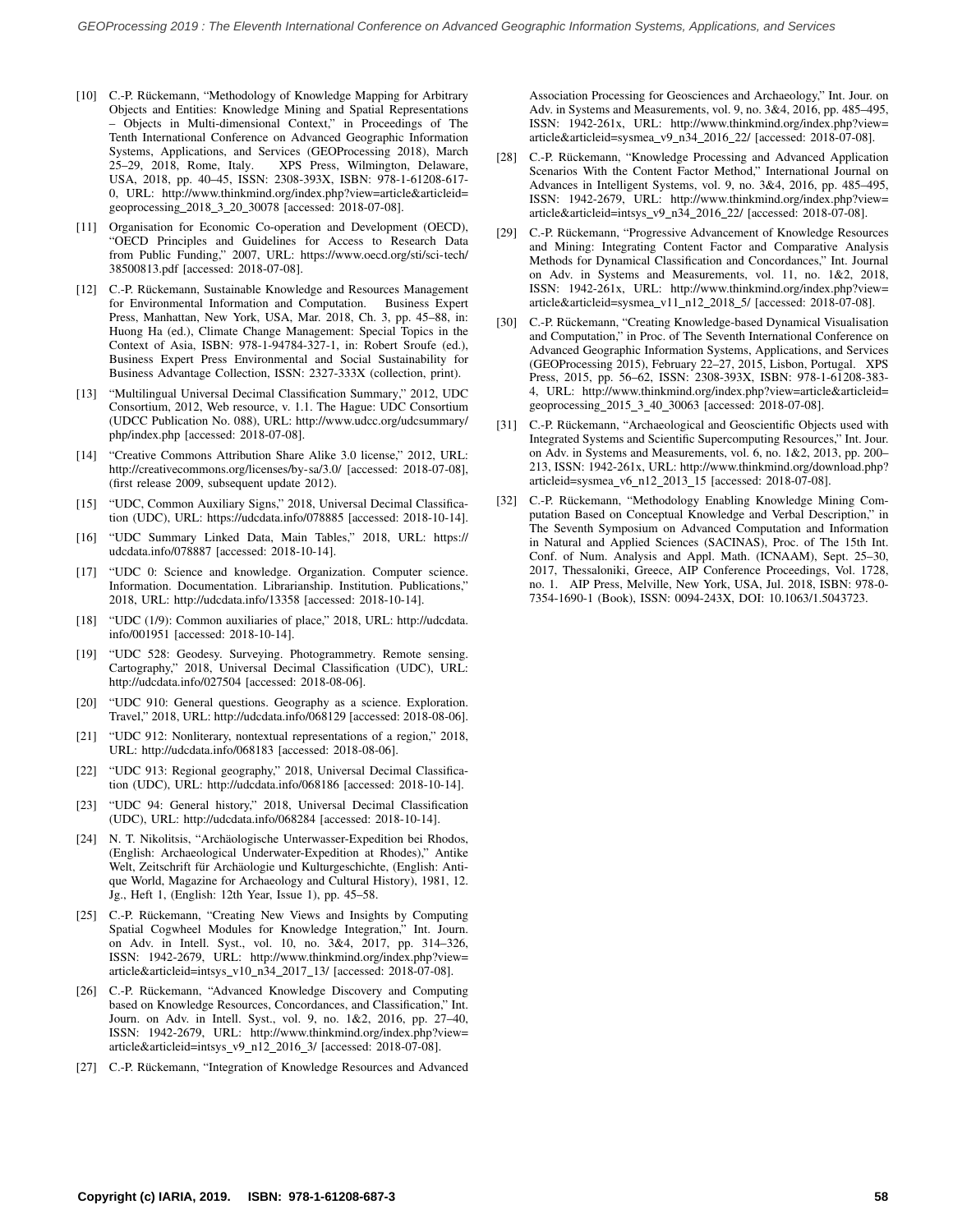[10] C.-P. Rückemann, "Methodology of Knowledge Mapping for Arbitrary Objects and Entities: Knowledge Mining and Spatial Representations – Objects in Multi-dimensional Context," in Proceedings of The Tenth International Conference on Advanced Geographic Information Systems, Applications, and Services (GEOProcessing 2018), March 25–29, 2018, Rome, Italy. XPS Press, Wilmington, Delaware, USA, 2018, pp. 40–45, ISSN: 2308-393X, ISBN: 978-1-61208-617-0, URL: http://www.thinkmind.org/index.php?view=article&articleid=geoprocessing_2018_3_20_30078 [accessed: 2018-07-08].

[11] Organisation for Economic Co-operation and Development (OECD), "OECD Principles and Guidelines for Access to Research Data from Public Funding," 2007, URL: https://www.oecd.org/sti/sci-tech/38500813.pdf [accessed: 2018-07-08].

[12] C.-P. Rückemann, Sustainable Knowledge and Resources Management for Environmental Information and Computation. Business Expert Press, Manhattan, New York, USA, Mar. 2018, Ch. 3, pp. 45–88, in: Huong Ha (ed.), Climate Change Management: Special Topics in the Context of Asia, ISBN: 978-1-94784-327-1, in: Robert Sroufe (ed.), Business Expert Press Environmental and Social Sustainability for Business Advantage Collection, ISSN: 2327-333X (collection, print).

[13] "Multilingual Universal Decimal Classification Summary," 2012, UDC Consortium, 2012, Web resource, v. 1.1. The Hague: UDC Consortium (UDCC Publication No. 088), URL: http://www.udcc.org/udcsummary/php/index.php [accessed: 2018-07-08].

[14] "Creative Commons Attribution Share Alike 3.0 license," 2012, URL: http://creativecommons.org/licenses/by-sa/3.0/ [accessed: 2018-07-08], (first release 2009, subsequent update 2012).

[15] "UDC, Common Auxiliary Signs," 2018, Universal Decimal Classification (UDC), URL: https://udcdata.info/078885 [accessed: 2018-10-14].

[16] "UDC Summary Linked Data, Main Tables," 2018, URL: https://udcdata.info/078887 [accessed: 2018-10-14].

[17] "UDC 0: Science and knowledge. Organization. Computer science. Information. Documentation. Librarianship. Institution. Publications," 2018, URL: http://udcdata.info/13358 [accessed: 2018-10-14].

[18] "UDC (1/9): Common auxiliaries of place," 2018, URL: http://udcdata.info/001951 [accessed: 2018-10-14].

[19] "UDC 528: Geodesy. Surveying. Photogrammetry. Remote sensing. Cartography," 2018, Universal Decimal Classification (UDC), URL: http://udcdata.info/027504 [accessed: 2018-08-06].

[20] "UDC 910: General questions. Geography as a science. Exploration. Travel," 2018, URL: http://udcdata.info/068129 [accessed: 2018-08-06].

[21] "UDC 912: Nonliterary, nontextual representations of a region," 2018, URL: http://udcdata.info/068183 [accessed: 2018-08-06].

[22] "UDC 913: Regional geography," 2018, Universal Decimal Classification (UDC), URL: http://udcdata.info/068186 [accessed: 2018-10-14].

[23] "UDC 94: General history," 2018, Universal Decimal Classification (UDC), URL: http://udcdata.info/068284 [accessed: 2018-10-14].

[24] N. T. Nikolitsis, "Archäologische Unterwasser-Expedition bei Rhodos, (English: Archaeological Underwater-Expedition at Rhodes)," Antike Welt, Zeitschrift für Archäologie und Kulturgeschichte, (English: Antique World, Magazine for Archaeology and Cultural History), 1981, 12. Jg., Heft 1, (English: 12th Year, Issue 1), pp. 45–58.

[25] C.-P. Rückemann, "Creating New Views and Insights by Computing Spatial Cogwheel Modules for Knowledge Integration," Int. Journ. on Adv. in Intell. Syst., vol. 10, no. 3&4, 2017, pp. 314–326, ISSN: 1942-2679, URL: http://www.thinkmind.org/index.php?view=article&articleid=intsys_v10_n34_2017_13/ [accessed: 2018-07-08].

[26] C.-P. Rückemann, "Advanced Knowledge Discovery and Computing based on Knowledge Resources, Concordances, and Classification," Int. Journ. on Adv. in Intell. Syst., vol. 9, no. 1&2, 2016, pp. 27–40, ISSN: 1942-2679, URL: http://www.thinkmind.org/index.php?view=article&articleid=intsys_v9_n12_2016_3/ [accessed: 2018-07-08].

[27] C.-P. Rückemann, "Integration of Knowledge Resources and Advanced Association Processing for Geosciences and Archaeology," Int. Jour. on Adv. in Systems and Measurements, vol. 9, no. 3&4, 2016, pp. 485–495, ISSN: 1942-261x, URL: http://www.thinkmind.org/index.php?view=article&articleid=sysmea_v9_n34_2016_22/ [accessed: 2018-07-08].

[28] C.-P. Rückemann, "Knowledge Processing and Advanced Application Scenarios With the Content Factor Method," International Journal on Advances in Intelligent Systems, vol. 9, no. 3&4, 2016, pp. 485–495, ISSN: 1942-2679, URL: http://www.thinkmind.org/index.php?view=article&articleid=intsys_v9_n34_2016_22/ [accessed: 2018-07-08].

[29] C.-P. Rückemann, "Progressive Advancement of Knowledge Resources and Mining: Integrating Content Factor and Comparative Analysis Methods for Dynamical Classification and Concordances," Int. Journal on Adv. in Systems and Measurements, vol. 11, no. 1&2, 2018, ISSN: 1942-261x, URL: http://www.thinkmind.org/index.php?view=article&articleid=sysmea_v11_n12_2018_5/ [accessed: 2018-07-08].

[30] C.-P. Rückemann, "Creating Knowledge-based Dynamical Visualisation and Computation," in Proc. of The Seventh International Conference on Advanced Geographic Information Systems, Applications, and Services (GEOProcessing 2015), February 22–27, 2015, Lisbon, Portugal. XPS Press, 2015, pp. 56–62, ISSN: 2308-393X, ISBN: 978-1-61208-383-4, URL: http://www.thinkmind.org/index.php?view=article&articleid=geoprocessing_2015_3_40_30063 [accessed: 2018-07-08].

[31] C.-P. Rückemann, "Archaeological and Geoscientific Objects used with Integrated Systems and Scientific Supercomputing Resources," Int. Jour. on Adv. in Systems and Measurements, vol. 6, no. 1&2, 2013, pp. 200–213, ISSN: 1942-261x, URL: http://www.thinkmind.org/download.php?articleid=sysmea_v6_n12_2013_15 [accessed: 2018-07-08].

[32] C.-P. Rückemann, "Methodology Enabling Knowledge Mining Computation Based on Conceptual Knowledge and Verbal Description," in The Seventh Symposium on Advanced Computation and Information in Natural and Applied Sciences (SACINAS), Proc. of The 15th Int. Conf. of Num. Analysis and Appl. Math. (ICNAAM), Sept. 25–30, 2017, Thessaloniki, Greece, AIP Conference Proceedings, Vol. 1728, no. 1. AIP Press, Melville, New York, USA, Jul. 2018, ISBN: 978-0-7354-1690-1 (Book), ISSN: 0094-243X, DOI: 10.1063/1.5043723.